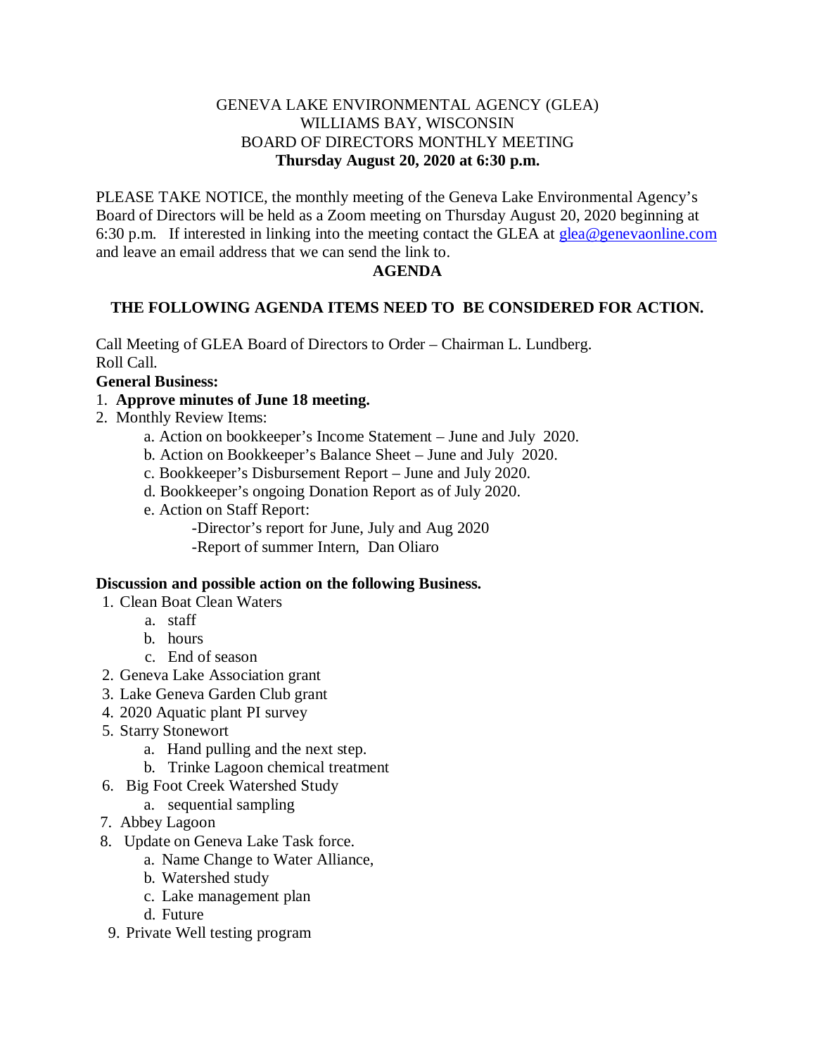# GENEVA LAKE ENVIRONMENTAL AGENCY (GLEA)
## WILLIAMS BAY, WISCONSIN
## BOARD OF DIRECTORS MONTHLY MEETING
**Thursday August 20, 2020 at 6:30 p.m.**

PLEASE TAKE NOTICE, the monthly meeting of the Geneva Lake Environmental Agency's Board of Directors will be held as a Zoom meeting on Thursday August 20, 2020 beginning at 6:30 p.m. If interested in linking into the meeting contact the GLEA at glea@genevaonline.com and leave an email address that we can send the link to.

**AGENDA**

**THE FOLLOWING AGENDA ITEMS NEED TO BE CONSIDERED FOR ACTION.**

Call Meeting of GLEA Board of Directors to Order – Chairman L. Lundberg.
Roll Call.

**General Business:**

1. **Approve minutes of June 18 meeting.**
2. Monthly Review Items:
   - a. Action on bookkeeper's Income Statement – June and July 2020.
   - b. Action on Bookkeeper's Balance Sheet – June and July 2020.
   - c. Bookkeeper's Disbursement Report – June and July 2020.
   - d. Bookkeeper's ongoing Donation Report as of July 2020.
   - e. Action on Staff Report:
     - -Director's report for June, July and Aug 2020
     - -Report of summer Intern, Dan Oliaro

**Discussion and possible action on the following Business.**

1. Clean Boat Clean Waters
   - a. staff
   - b. hours
   - c. End of season
2. Geneva Lake Association grant
3. Lake Geneva Garden Club grant
4. 2020 Aquatic plant PI survey
5. Starry Stonewort
   - a. Hand pulling and the next step.
   - b. Trinke Lagoon chemical treatment
6. Big Foot Creek Watershed Study
   - a. sequential sampling
7. Abbey Lagoon
8. Update on Geneva Lake Task force.
   - a. Name Change to Water Alliance,
   - b. Watershed study
   - c. Lake management plan
   - d. Future
9. Private Well testing program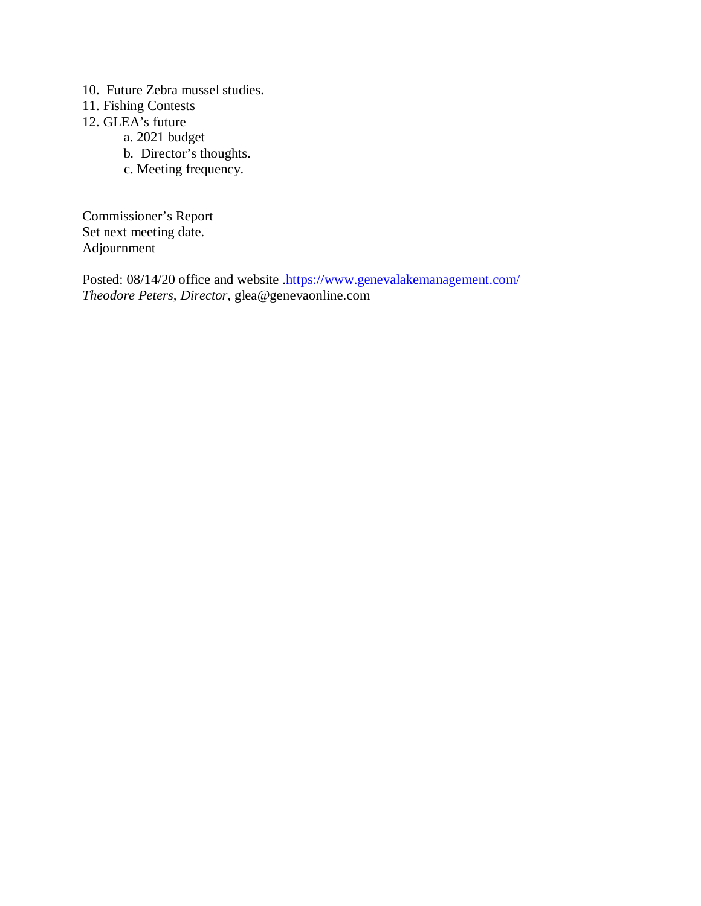10. Future Zebra mussel studies.
11. Fishing Contests
12. GLEA's future
    a. 2021 budget
    b. Director's thoughts.
    c. Meeting frequency.

Commissioner's Report
Set next meeting date.
Adjournment

Posted: 08/14/20 office and website .[https://www.genevalakemanagement.com/](https://www.genevalakemanagement.com/)
*Theodore Peters, Director,* glea@genevaonline.com